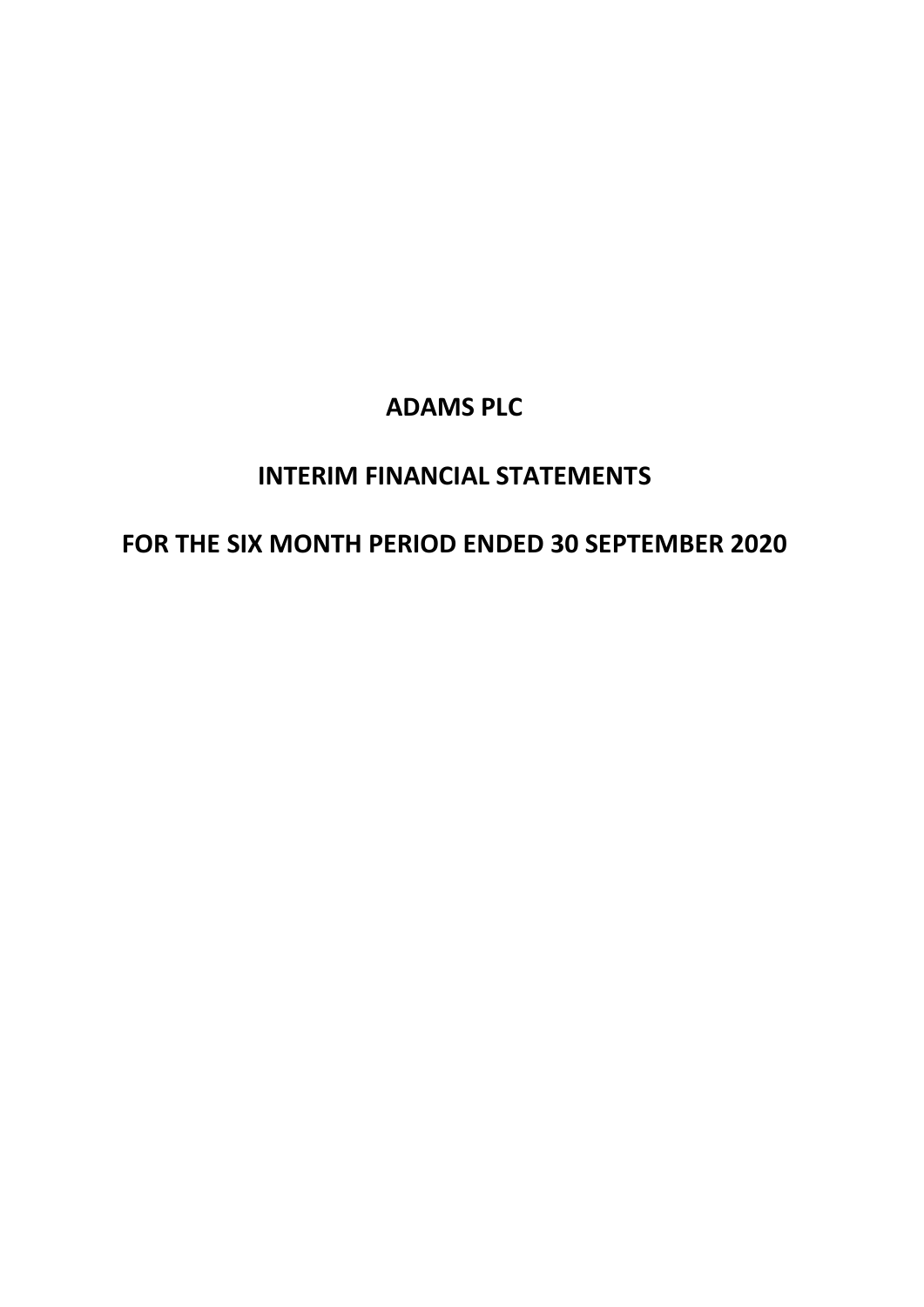# ADAMS PLC

## INTERIM FINANCIAL STATEMENTS

## FOR THE SIX MONTH PERIOD ENDED 30 SEPTEMBER 2020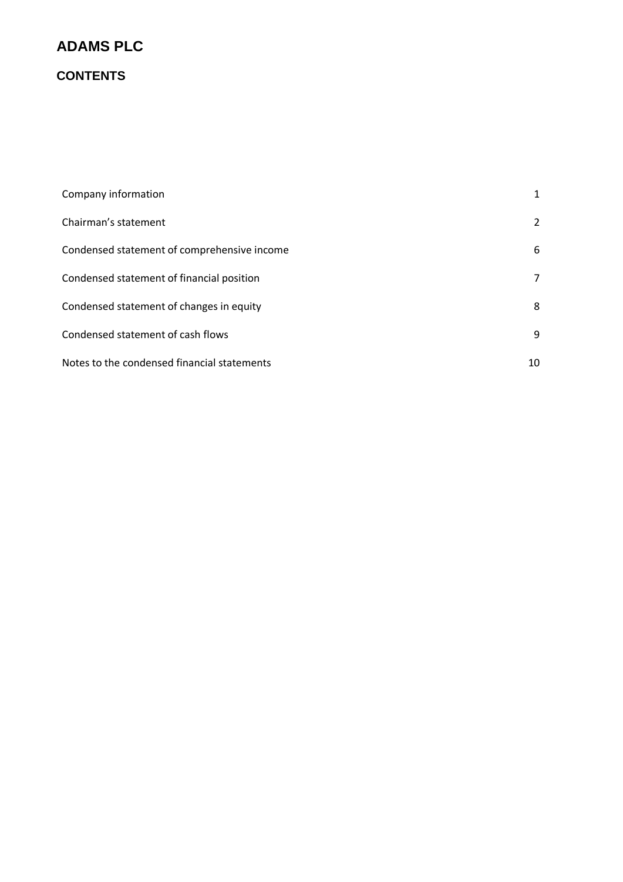# ADAMS PLC

## CONTENTS

| | |
|---|---|
| Company information | 1 |
| Chairman’s statement | 2 |
| Condensed statement of comprehensive income | 6 |
| Condensed statement of financial position | 7 |
| Condensed statement of changes in equity | 8 |
| Condensed statement of cash flows | 9 |
| Notes to the condensed financial statements | 10 |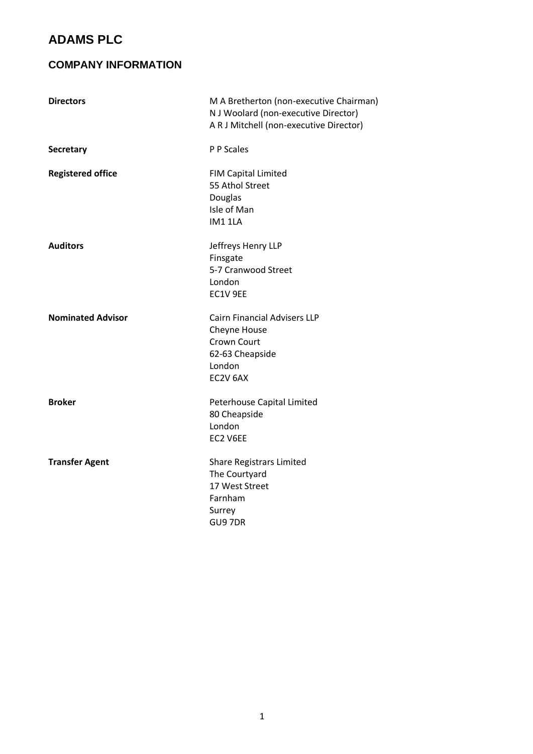# ADAMS PLC

## COMPANY INFORMATION

| | |
|---|---|
| **Directors** | M A Bretherton (non-executive Chairman)<br>N J Woolard (non-executive Director)<br>A R J Mitchell (non-executive Director) |
| **Secretary** | P P Scales |
| **Registered office** | FIM Capital Limited<br>55 Athol Street<br>Douglas<br>Isle of Man<br>IM1 1LA |
| **Auditors** | Jeffreys Henry LLP<br>Finsgate<br>5-7 Cranwood Street<br>London<br>EC1V 9EE |
| **Nominated Advisor** | Cairn Financial Advisers LLP<br>Cheyne House<br>Crown Court<br>62-63 Cheapside<br>London<br>EC2V 6AX |
| **Broker** | Peterhouse Capital Limited<br>80 Cheapside<br>London<br>EC2 V6EE |
| **Transfer Agent** | Share Registrars Limited<br>The Courtyard<br>17 West Street<br>Farnham<br>Surrey<br>GU9 7DR |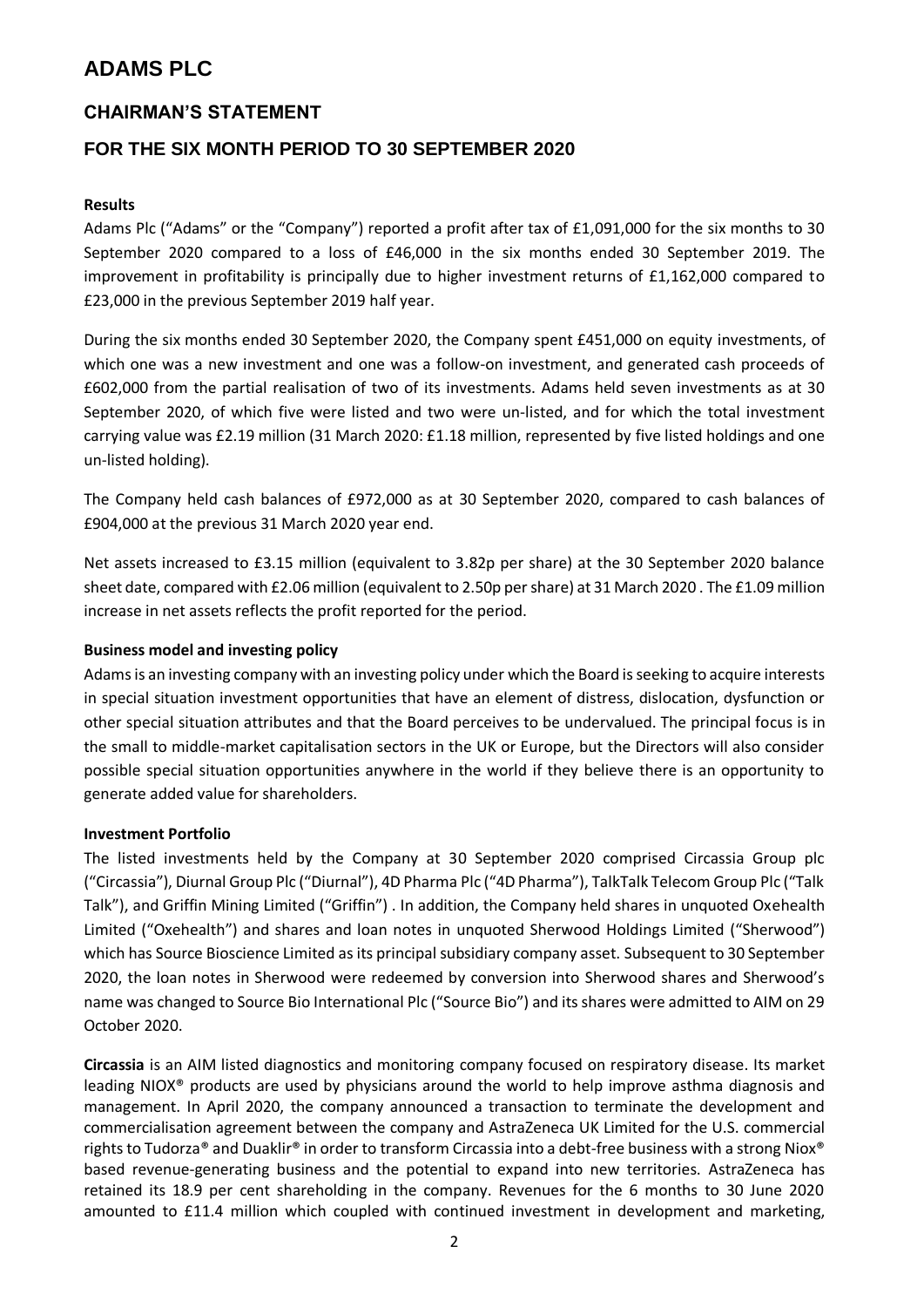# ADAMS PLC

## CHAIRMAN'S STATEMENT

## FOR THE SIX MONTH PERIOD TO 30 SEPTEMBER 2020

**Results**

Adams Plc ("Adams" or the "Company") reported a profit after tax of £1,091,000 for the six months to 30 September 2020 compared to a loss of £46,000 in the six months ended 30 September 2019. The improvement in profitability is principally due to higher investment returns of £1,162,000 compared to £23,000 in the previous September 2019 half year.

During the six months ended 30 September 2020, the Company spent £451,000 on equity investments, of which one was a new investment and one was a follow-on investment, and generated cash proceeds of £602,000 from the partial realisation of two of its investments. Adams held seven investments as at 30 September 2020, of which five were listed and two were un-listed, and for which the total investment carrying value was £2.19 million (31 March 2020: £1.18 million, represented by five listed holdings and one un-listed holding).

The Company held cash balances of £972,000 as at 30 September 2020, compared to cash balances of £904,000 at the previous 31 March 2020 year end.

Net assets increased to £3.15 million (equivalent to 3.82p per share) at the 30 September 2020 balance sheet date, compared with £2.06 million (equivalent to 2.50p per share) at 31 March 2020 . The £1.09 million increase in net assets reflects the profit reported for the period.

**Business model and investing policy**

Adams is an investing company with an investing policy under which the Board is seeking to acquire interests in special situation investment opportunities that have an element of distress, dislocation, dysfunction or other special situation attributes and that the Board perceives to be undervalued. The principal focus is in the small to middle-market capitalisation sectors in the UK or Europe, but the Directors will also consider possible special situation opportunities anywhere in the world if they believe there is an opportunity to generate added value for shareholders.

**Investment Portfolio**

The listed investments held by the Company at 30 September 2020 comprised Circassia Group plc ("Circassia"), Diurnal Group Plc ("Diurnal"), 4D Pharma Plc ("4D Pharma"), TalkTalk Telecom Group Plc ("Talk Talk"), and Griffin Mining Limited ("Griffin") . In addition, the Company held shares in unquoted Oxehealth Limited ("Oxehealth") and shares and loan notes in unquoted Sherwood Holdings Limited ("Sherwood") which has Source Bioscience Limited as its principal subsidiary company asset. Subsequent to 30 September 2020, the loan notes in Sherwood were redeemed by conversion into Sherwood shares and Sherwood's name was changed to Source Bio International Plc ("Source Bio") and its shares were admitted to AIM on 29 October 2020.

**Circassia** is an AIM listed diagnostics and monitoring company focused on respiratory disease. Its market leading NIOX® products are used by physicians around the world to help improve asthma diagnosis and management. In April 2020, the company announced a transaction to terminate the development and commercialisation agreement between the company and AstraZeneca UK Limited for the U.S. commercial rights to Tudorza® and Duaklir® in order to transform Circassia into a debt-free business with a strong Niox® based revenue-generating business and the potential to expand into new territories. AstraZeneca has retained its 18.9 per cent shareholding in the company. Revenues for the 6 months to 30 June 2020 amounted to £11.4 million which coupled with continued investment in development and marketing,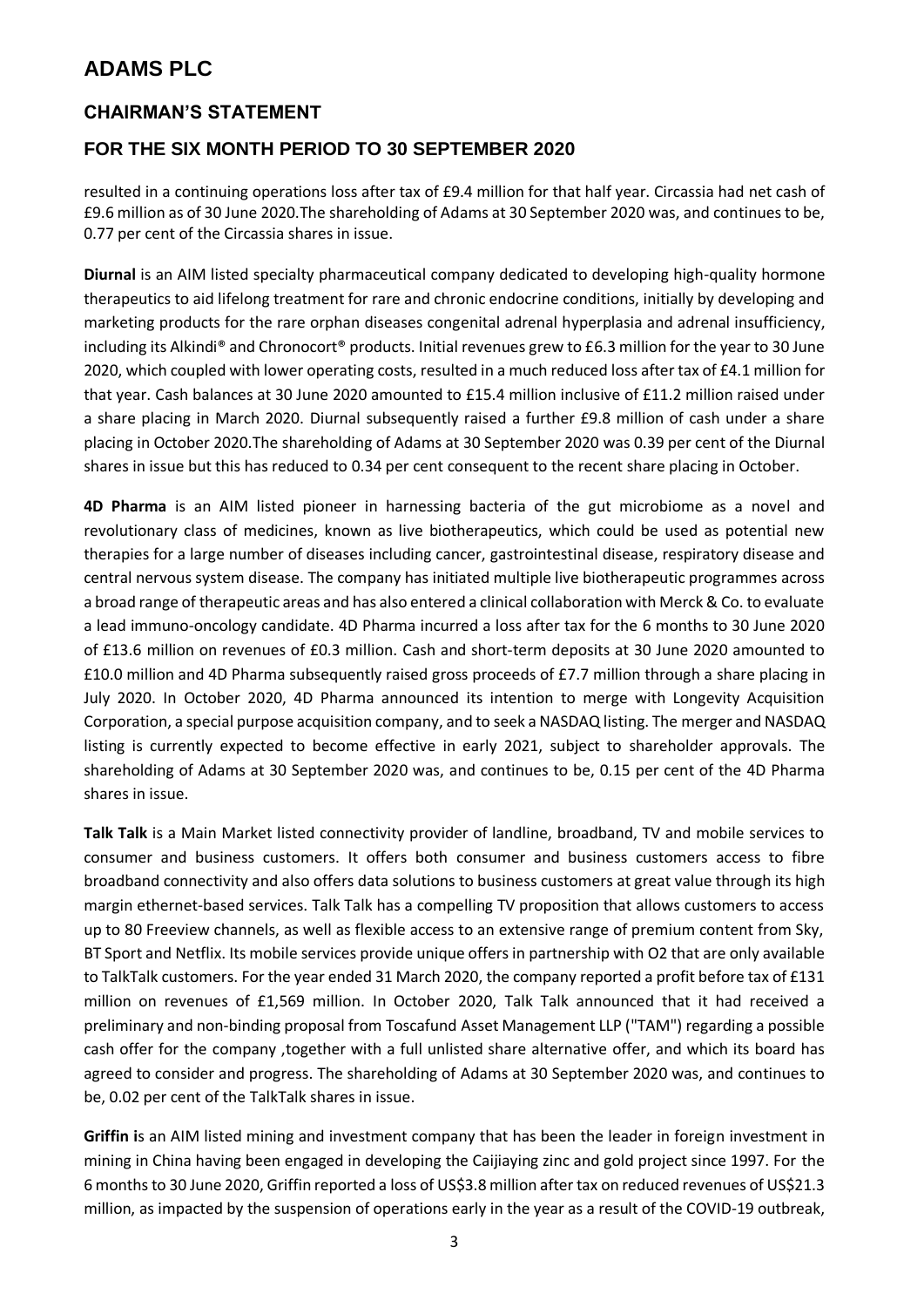# ADAMS PLC

## CHAIRMAN'S STATEMENT

## FOR THE SIX MONTH PERIOD TO 30 SEPTEMBER 2020

resulted in a continuing operations loss after tax of £9.4 million for that half year. Circassia had net cash of £9.6 million as of 30 June 2020.The shareholding of Adams at 30 September 2020 was, and continues to be, 0.77 per cent of the Circassia shares in issue.

**Diurnal** is an AIM listed specialty pharmaceutical company dedicated to developing high-quality hormone therapeutics to aid lifelong treatment for rare and chronic endocrine conditions, initially by developing and marketing products for the rare orphan diseases congenital adrenal hyperplasia and adrenal insufficiency, including its Alkindi® and Chronocort® products. Initial revenues grew to £6.3 million for the year to 30 June 2020, which coupled with lower operating costs, resulted in a much reduced loss after tax of £4.1 million for that year. Cash balances at 30 June 2020 amounted to £15.4 million inclusive of £11.2 million raised under a share placing in March 2020. Diurnal subsequently raised a further £9.8 million of cash under a share placing in October 2020.The shareholding of Adams at 30 September 2020 was 0.39 per cent of the Diurnal shares in issue but this has reduced to 0.34 per cent consequent to the recent share placing in October.

**4D Pharma** is an AIM listed pioneer in harnessing bacteria of the gut microbiome as a novel and revolutionary class of medicines, known as live biotherapeutics, which could be used as potential new therapies for a large number of diseases including cancer, gastrointestinal disease, respiratory disease and central nervous system disease. The company has initiated multiple live biotherapeutic programmes across a broad range of therapeutic areas and has also entered a clinical collaboration with Merck & Co. to evaluate a lead immuno-oncology candidate. 4D Pharma incurred a loss after tax for the 6 months to 30 June 2020 of £13.6 million on revenues of £0.3 million. Cash and short-term deposits at 30 June 2020 amounted to £10.0 million and 4D Pharma subsequently raised gross proceeds of £7.7 million through a share placing in July 2020. In October 2020, 4D Pharma announced its intention to merge with Longevity Acquisition Corporation, a special purpose acquisition company, and to seek a NASDAQ listing. The merger and NASDAQ listing is currently expected to become effective in early 2021, subject to shareholder approvals. The shareholding of Adams at 30 September 2020 was, and continues to be, 0.15 per cent of the 4D Pharma shares in issue.

**Talk Talk** is a Main Market listed connectivity provider of landline, broadband, TV and mobile services to consumer and business customers. It offers both consumer and business customers access to fibre broadband connectivity and also offers data solutions to business customers at great value through its high margin ethernet-based services. Talk Talk has a compelling TV proposition that allows customers to access up to 80 Freeview channels, as well as flexible access to an extensive range of premium content from Sky, BT Sport and Netflix. Its mobile services provide unique offers in partnership with O2 that are only available to TalkTalk customers. For the year ended 31 March 2020, the company reported a profit before tax of £131 million on revenues of £1,569 million. In October 2020, Talk Talk announced that it had received a preliminary and non-binding proposal from Toscafund Asset Management LLP ("TAM") regarding a possible cash offer for the company ,together with a full unlisted share alternative offer, and which its board has agreed to consider and progress. The shareholding of Adams at 30 September 2020 was, and continues to be, 0.02 per cent of the TalkTalk shares in issue.

**Griffin i**s an AIM listed mining and investment company that has been the leader in foreign investment in mining in China having been engaged in developing the Caijiaying zinc and gold project since 1997. For the 6 months to 30 June 2020, Griffin reported a loss of US$3.8 million after tax on reduced revenues of US$21.3 million, as impacted by the suspension of operations early in the year as a result of the COVID-19 outbreak,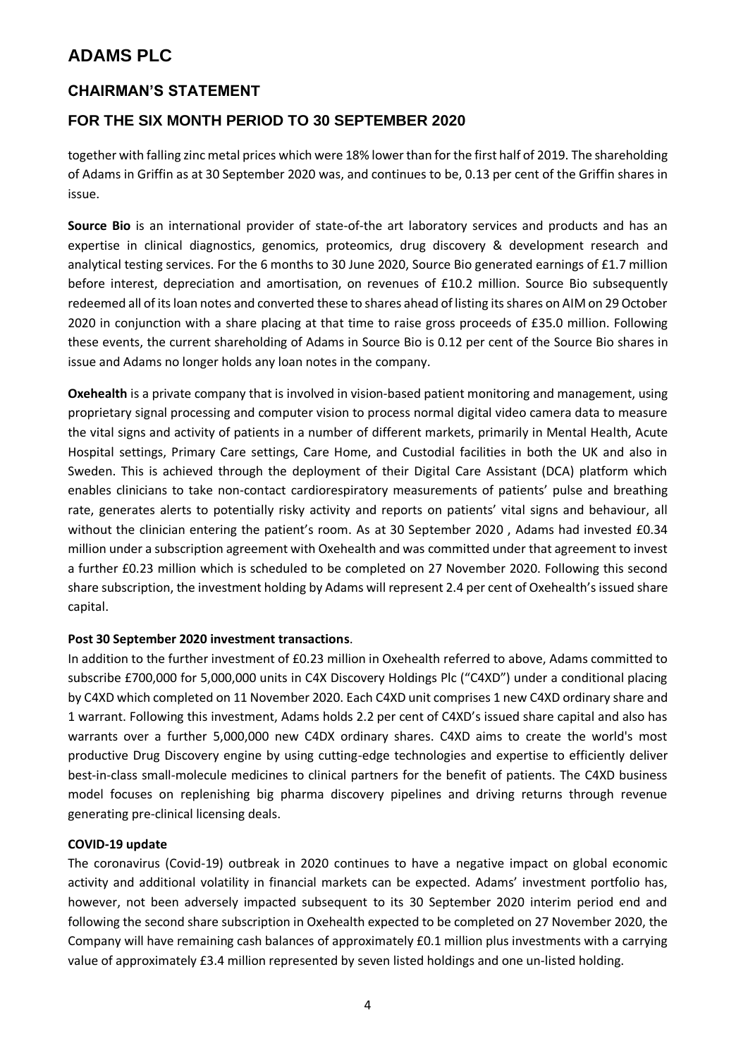together with falling zinc metal prices which were 18% lower than for the first half of 2019. The shareholding of Adams in Griffin as at 30 September 2020 was, and continues to be, 0.13 per cent of the Griffin shares in issue.

**Source Bio** is an international provider of state-of-the art laboratory services and products and has an expertise in clinical diagnostics, genomics, proteomics, drug discovery & development research and analytical testing services. For the 6 months to 30 June 2020, Source Bio generated earnings of £1.7 million before interest, depreciation and amortisation, on revenues of £10.2 million. Source Bio subsequently redeemed all of its loan notes and converted these to shares ahead of listing its shares on AIM on 29 October 2020 in conjunction with a share placing at that time to raise gross proceeds of £35.0 million. Following these events, the current shareholding of Adams in Source Bio is 0.12 per cent of the Source Bio shares in issue and Adams no longer holds any loan notes in the company.

**Oxehealth** is a private company that is involved in vision-based patient monitoring and management, using proprietary signal processing and computer vision to process normal digital video camera data to measure the vital signs and activity of patients in a number of different markets, primarily in Mental Health, Acute Hospital settings, Primary Care settings, Care Home, and Custodial facilities in both the UK and also in Sweden. This is achieved through the deployment of their Digital Care Assistant (DCA) platform which enables clinicians to take non-contact cardiorespiratory measurements of patients' pulse and breathing rate, generates alerts to potentially risky activity and reports on patients' vital signs and behaviour, all without the clinician entering the patient's room. As at 30 September 2020 , Adams had invested £0.34 million under a subscription agreement with Oxehealth and was committed under that agreement to invest a further £0.23 million which is scheduled to be completed on 27 November 2020. Following this second share subscription, the investment holding by Adams will represent 2.4 per cent of Oxehealth's issued share capital.

**Post 30 September 2020 investment transactions**.

In addition to the further investment of £0.23 million in Oxehealth referred to above, Adams committed to subscribe £700,000 for 5,000,000 units in C4X Discovery Holdings Plc ("C4XD") under a conditional placing by C4XD which completed on 11 November 2020. Each C4XD unit comprises 1 new C4XD ordinary share and 1 warrant. Following this investment, Adams holds 2.2 per cent of C4XD's issued share capital and also has warrants over a further 5,000,000 new C4DX ordinary shares. C4XD aims to create the world's most productive Drug Discovery engine by using cutting-edge technologies and expertise to efficiently deliver best-in-class small-molecule medicines to clinical partners for the benefit of patients. The C4XD business model focuses on replenishing big pharma discovery pipelines and driving returns through revenue generating pre-clinical licensing deals.

**COVID-19 update**

The coronavirus (Covid-19) outbreak in 2020 continues to have a negative impact on global economic activity and additional volatility in financial markets can be expected. Adams' investment portfolio has, however, not been adversely impacted subsequent to its 30 September 2020 interim period end and following the second share subscription in Oxehealth expected to be completed on 27 November 2020, the Company will have remaining cash balances of approximately £0.1 million plus investments with a carrying value of approximately £3.4 million represented by seven listed holdings and one un-listed holding.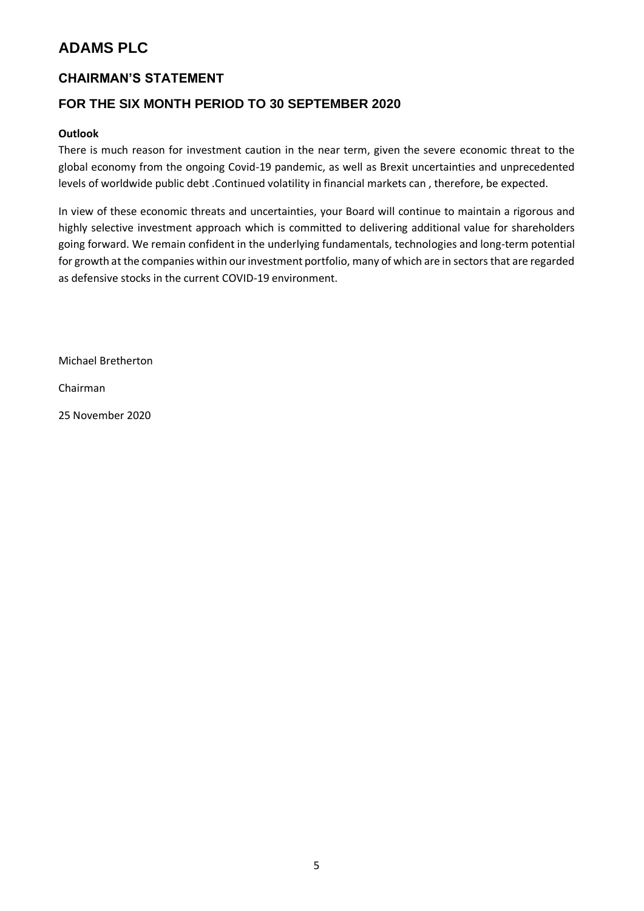# ADAMS PLC

## CHAIRMAN'S STATEMENT

## FOR THE SIX MONTH PERIOD TO 30 SEPTEMBER 2020

**Outlook**

There is much reason for investment caution in the near term, given the severe economic threat to the global economy from the ongoing Covid-19 pandemic, as well as Brexit uncertainties and unprecedented levels of worldwide public debt .Continued volatility in financial markets can , therefore, be expected.

In view of these economic threats and uncertainties, your Board will continue to maintain a rigorous and highly selective investment approach which is committed to delivering additional value for shareholders going forward. We remain confident in the underlying fundamentals, technologies and long-term potential for growth at the companies within our investment portfolio, many of which are in sectors that are regarded as defensive stocks in the current COVID-19 environment.

Michael Bretherton

Chairman

25 November 2020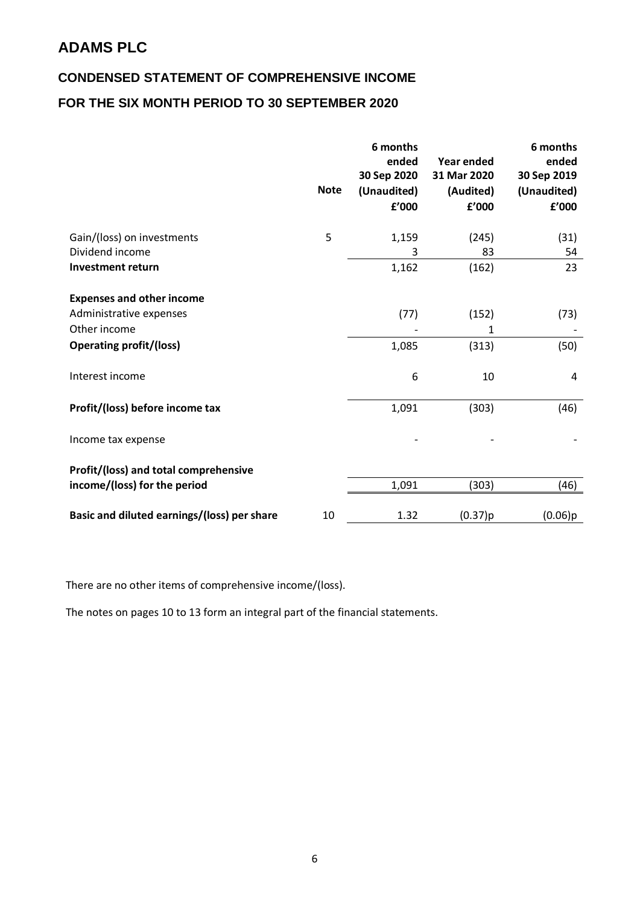# ADAMS PLC

## CONDENSED STATEMENT OF COMPREHENSIVE INCOME

## FOR THE SIX MONTH PERIOD TO 30 SEPTEMBER 2020

| | Note | 6 months ended 30 Sep 2020 (Unaudited) £'000 | Year ended 31 Mar 2020 (Audited) £'000 | 6 months ended 30 Sep 2019 (Unaudited) £'000 |
|---|---|---|---|---|
| Gain/(loss) on investments | 5 | 1,159 | (245) | (31) |
| Dividend income | | 3 | 83 | 54 |
| **Investment return** | | 1,162 | (162) | 23 |
| **Expenses and other income** | | | | |
| Administrative expenses | | (77) | (152) | (73) |
| Other income | | - | 1 | - |
| **Operating profit/(loss)** | | 1,085 | (313) | (50) |
| Interest income | | 6 | 10 | 4 |
| **Profit/(loss) before income tax** | | 1,091 | (303) | (46) |
| Income tax expense | | - | - | - |
| **Profit/(loss) and total comprehensive income/(loss) for the period** | | 1,091 | (303) | (46) |
| **Basic and diluted earnings/(loss) per share** | 10 | 1.32 | (0.37)p | (0.06)p |

There are no other items of comprehensive income/(loss).

The notes on pages 10 to 13 form an integral part of the financial statements.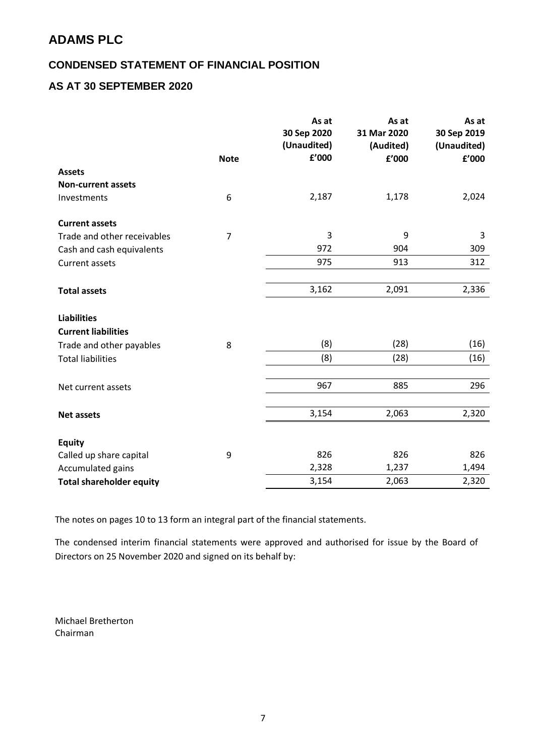# ADAMS PLC

## CONDENSED STATEMENT OF FINANCIAL POSITION

## AS AT 30 SEPTEMBER 2020

| | Note | As at 30 Sep 2020 (Unaudited) £'000 | As at 31 Mar 2020 (Audited) £'000 | As at 30 Sep 2019 (Unaudited) £'000 |
|---|---|---|---|---|
| **Assets** | | | | |
| **Non-current assets** | | | | |
| Investments | 6 | 2,187 | 1,178 | 2,024 |
| | | | | |
| **Current assets** | | | | |
| Trade and other receivables | 7 | 3 | 9 | 3 |
| Cash and cash equivalents | | 972 | 904 | 309 |
| Current assets | | 975 | 913 | 312 |
| | | | | |
| **Total assets** | | 3,162 | 2,091 | 2,336 |
| | | | | |
| **Liabilities** | | | | |
| **Current liabilities** | | | | |
| Trade and other payables | 8 | (8) | (28) | (16) |
| Total liabilities | | (8) | (28) | (16) |
| | | | | |
| Net current assets | | 967 | 885 | 296 |
| | | | | |
| **Net assets** | | 3,154 | 2,063 | 2,320 |
| | | | | |
| **Equity** | | | | |
| Called up share capital | 9 | 826 | 826 | 826 |
| Accumulated gains | | 2,328 | 1,237 | 1,494 |
| **Total shareholder equity** | | 3,154 | 2,063 | 2,320 |

The notes on pages 10 to 13 form an integral part of the financial statements.

The condensed interim financial statements were approved and authorised for issue by the Board of Directors on 25 November 2020 and signed on its behalf by:

Michael Bretherton
Chairman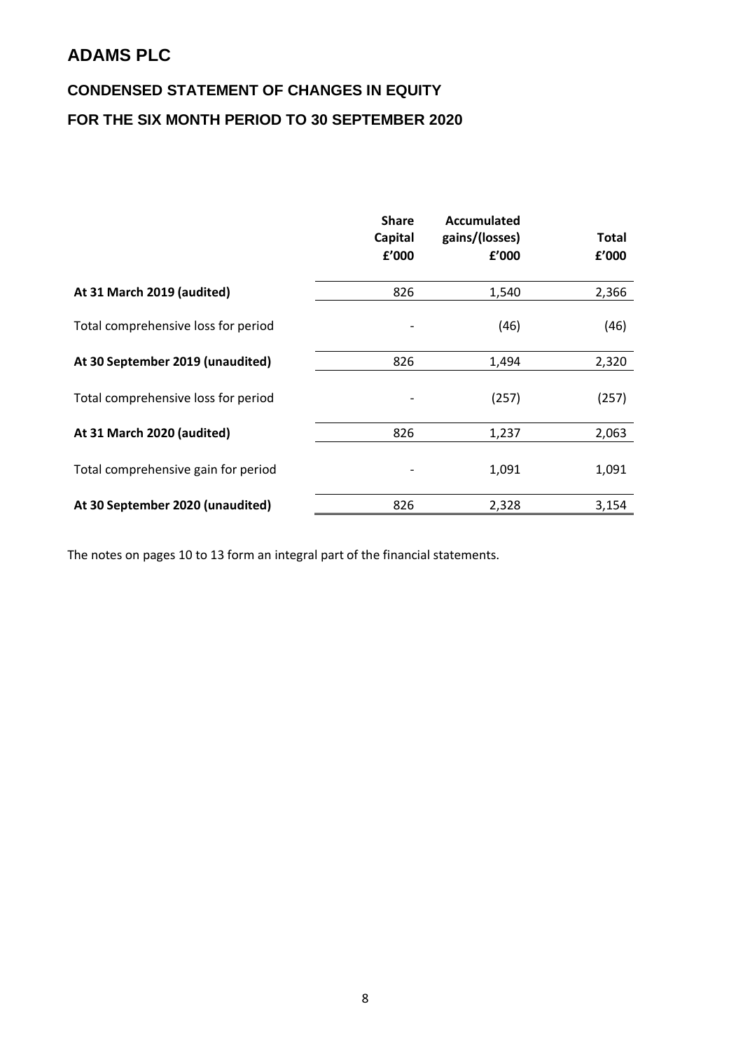# ADAMS PLC

## CONDENSED STATEMENT OF CHANGES IN EQUITY

## FOR THE SIX MONTH PERIOD TO 30 SEPTEMBER 2020

| | Share Capital £'000 | Accumulated gains/(losses) £'000 | Total £'000 |
|---|---|---|---|
| **At 31 March 2019 (audited)** | 826 | 1,540 | 2,366 |
| Total comprehensive loss for period | - | (46) | (46) |
| **At 30 September 2019 (unaudited)** | 826 | 1,494 | 2,320 |
| Total comprehensive loss for period | - | (257) | (257) |
| **At 31 March 2020 (audited)** | 826 | 1,237 | 2,063 |
| Total comprehensive gain for period | - | 1,091 | 1,091 |
| **At 30 September 2020 (unaudited)** | 826 | 2,328 | 3,154 |

The notes on pages 10 to 13 form an integral part of the financial statements.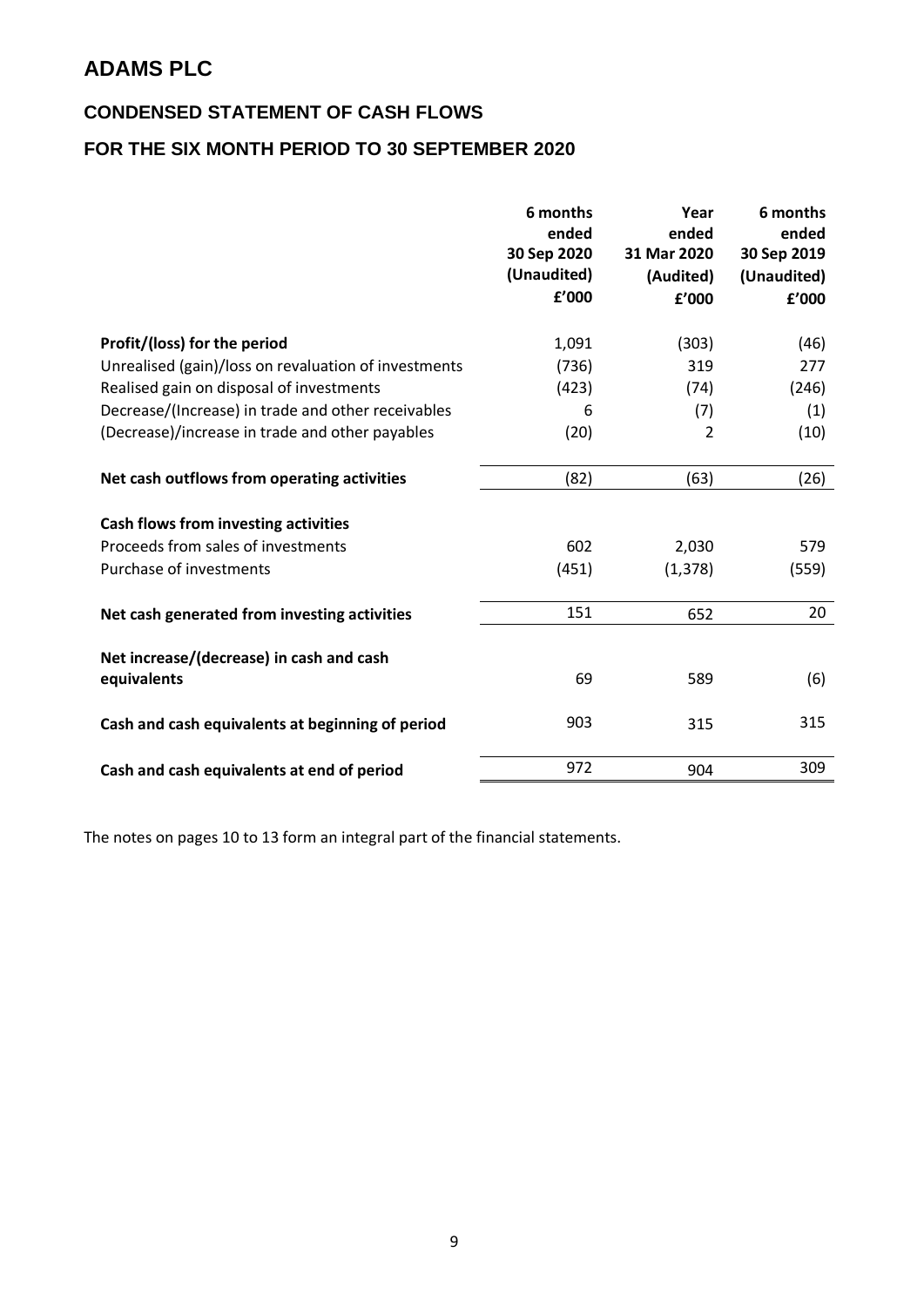# ADAMS PLC

## CONDENSED STATEMENT OF CASH FLOWS

## FOR THE SIX MONTH PERIOD TO 30 SEPTEMBER 2020

| | 6 months ended 30 Sep 2020 (Unaudited) £'000 | Year ended 31 Mar 2020 (Audited) £'000 | 6 months ended 30 Sep 2019 (Unaudited) £'000 |
|---|---|---|---|
| **Profit/(loss) for the period** | 1,091 | (303) | (46) |
| Unrealised (gain)/loss on revaluation of investments | (736) | 319 | 277 |
| Realised gain on disposal of investments | (423) | (74) | (246) |
| Decrease/(Increase) in trade and other receivables | 6 | (7) | (1) |
| (Decrease)/increase in trade and other payables | (20) | 2 | (10) |
| **Net cash outflows from operating activities** | (82) | (63) | (26) |
| **Cash flows from investing activities** | | | |
| Proceeds from sales of investments | 602 | 2,030 | 579 |
| Purchase of investments | (451) | (1,378) | (559) |
| **Net cash generated from investing activities** | 151 | 652 | 20 |
| **Net increase/(decrease) in cash and cash equivalents** | 69 | 589 | (6) |
| **Cash and cash equivalents at beginning of period** | 903 | 315 | 315 |
| **Cash and cash equivalents at end of period** | 972 | 904 | 309 |

The notes on pages 10 to 13 form an integral part of the financial statements.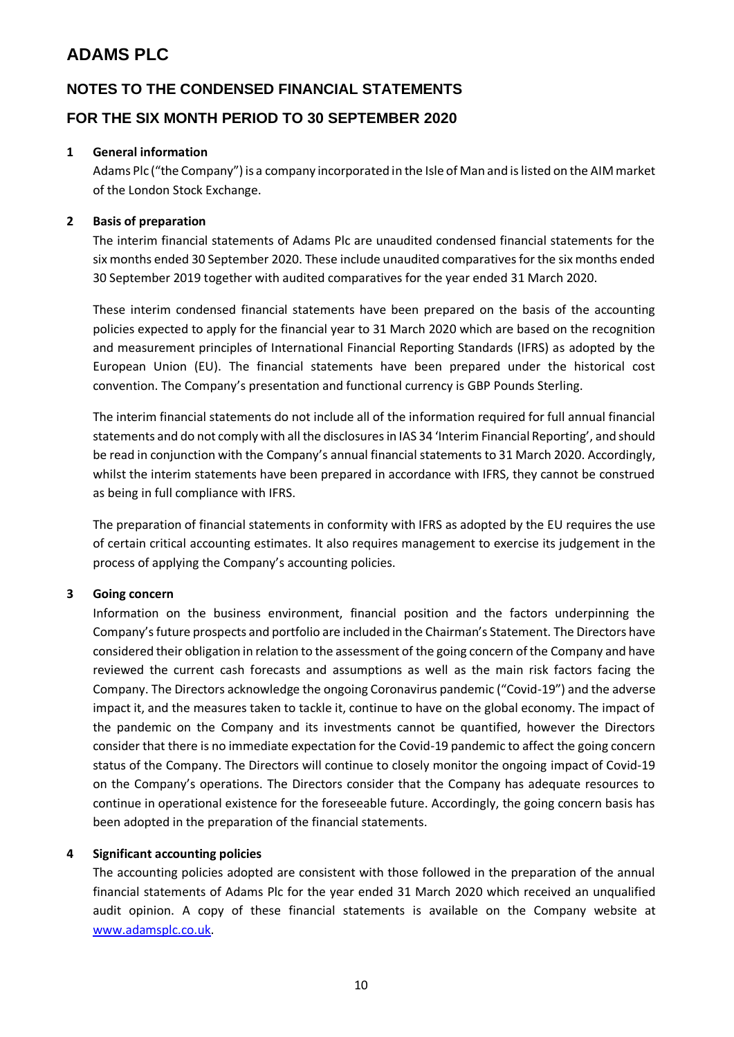# ADAMS PLC

## NOTES TO THE CONDENSED FINANCIAL STATEMENTS

## FOR THE SIX MONTH PERIOD TO 30 SEPTEMBER 2020

### 1 General information

Adams Plc ("the Company") is a company incorporated in the Isle of Man and is listed on the AIM market of the London Stock Exchange.

### 2 Basis of preparation

The interim financial statements of Adams Plc are unaudited condensed financial statements for the six months ended 30 September 2020. These include unaudited comparatives for the six months ended 30 September 2019 together with audited comparatives for the year ended 31 March 2020.

These interim condensed financial statements have been prepared on the basis of the accounting policies expected to apply for the financial year to 31 March 2020 which are based on the recognition and measurement principles of International Financial Reporting Standards (IFRS) as adopted by the European Union (EU). The financial statements have been prepared under the historical cost convention. The Company's presentation and functional currency is GBP Pounds Sterling.

The interim financial statements do not include all of the information required for full annual financial statements and do not comply with all the disclosures in IAS 34 'Interim Financial Reporting', and should be read in conjunction with the Company's annual financial statements to 31 March 2020. Accordingly, whilst the interim statements have been prepared in accordance with IFRS, they cannot be construed as being in full compliance with IFRS.

The preparation of financial statements in conformity with IFRS as adopted by the EU requires the use of certain critical accounting estimates. It also requires management to exercise its judgement in the process of applying the Company's accounting policies.

### 3 Going concern

Information on the business environment, financial position and the factors underpinning the Company's future prospects and portfolio are included in the Chairman's Statement. The Directors have considered their obligation in relation to the assessment of the going concern of the Company and have reviewed the current cash forecasts and assumptions as well as the main risk factors facing the Company. The Directors acknowledge the ongoing Coronavirus pandemic ("Covid-19") and the adverse impact it, and the measures taken to tackle it, continue to have on the global economy. The impact of the pandemic on the Company and its investments cannot be quantified, however the Directors consider that there is no immediate expectation for the Covid-19 pandemic to affect the going concern status of the Company. The Directors will continue to closely monitor the ongoing impact of Covid-19 on the Company's operations. The Directors consider that the Company has adequate resources to continue in operational existence for the foreseeable future. Accordingly, the going concern basis has been adopted in the preparation of the financial statements.

### 4 Significant accounting policies

The accounting policies adopted are consistent with those followed in the preparation of the annual financial statements of Adams Plc for the year ended 31 March 2020 which received an unqualified audit opinion. A copy of these financial statements is available on the Company website at [www.adamsplc.co.uk](http://www.adamsplc.co.uk).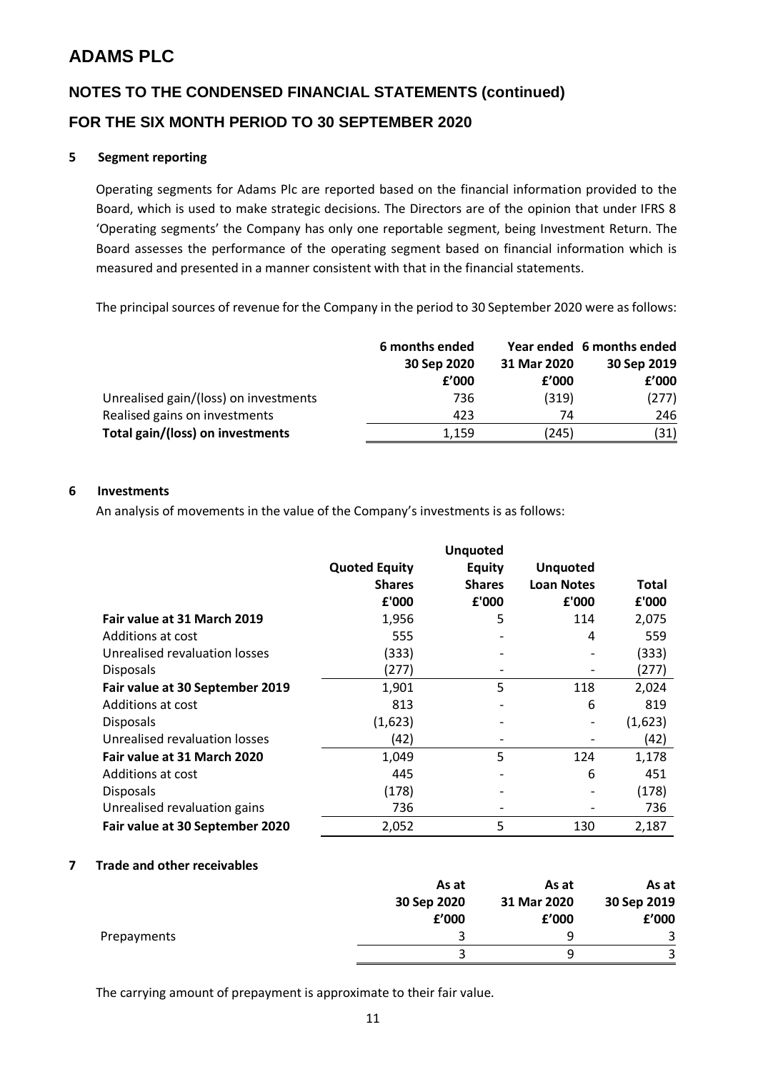# ADAMS PLC

## NOTES TO THE CONDENSED FINANCIAL STATEMENTS (continued)

## FOR THE SIX MONTH PERIOD TO 30 SEPTEMBER 2020

### 5 Segment reporting

Operating segments for Adams Plc are reported based on the financial information provided to the Board, which is used to make strategic decisions. The Directors are of the opinion that under IFRS 8 'Operating segments' the Company has only one reportable segment, being Investment Return. The Board assesses the performance of the operating segment based on financial information which is measured and presented in a manner consistent with that in the financial statements.

The principal sources of revenue for the Company in the period to 30 September 2020 were as follows:

| | 6 months ended 30 Sep 2020 £'000 | Year ended 31 Mar 2020 £'000 | 6 months ended 30 Sep 2019 £'000 |
|---|---|---|---|
| Unrealised gain/(loss) on investments | 736 | (319) | (277) |
| Realised gains on investments | 423 | 74 | 246 |
| **Total gain/(loss) on investments** | 1,159 | (245) | (31) |

### 6 Investments

An analysis of movements in the value of the Company's investments is as follows:

| | Quoted Equity Shares £'000 | Unquoted Equity Shares £'000 | Unquoted Loan Notes £'000 | Total £'000 |
|---|---|---|---|---|
| **Fair value at 31 March 2019** | 1,956 | 5 | 114 | 2,075 |
| Additions at cost | 555 | - | 4 | 559 |
| Unrealised revaluation losses | (333) | - | - | (333) |
| Disposals | (277) | - | - | (277) |
| **Fair value at 30 September 2019** | 1,901 | 5 | 118 | 2,024 |
| Additions at cost | 813 | - | 6 | 819 |
| Disposals | (1,623) | - | - | (1,623) |
| Unrealised revaluation losses | (42) | - | - | (42) |
| **Fair value at 31 March 2020** | 1,049 | 5 | 124 | 1,178 |
| Additions at cost | 445 | - | 6 | 451 |
| Disposals | (178) | - | - | (178) |
| Unrealised revaluation gains | 736 | - | - | 736 |
| **Fair value at 30 September 2020** | 2,052 | 5 | 130 | 2,187 |

### 7 Trade and other receivables

| | As at 30 Sep 2020 £'000 | As at 31 Mar 2020 £'000 | As at 30 Sep 2019 £'000 |
|---|---|---|---|
| Prepayments | 3 | 9 | 3 |
| | 3 | 9 | 3 |

The carrying amount of prepayment is approximate to their fair value.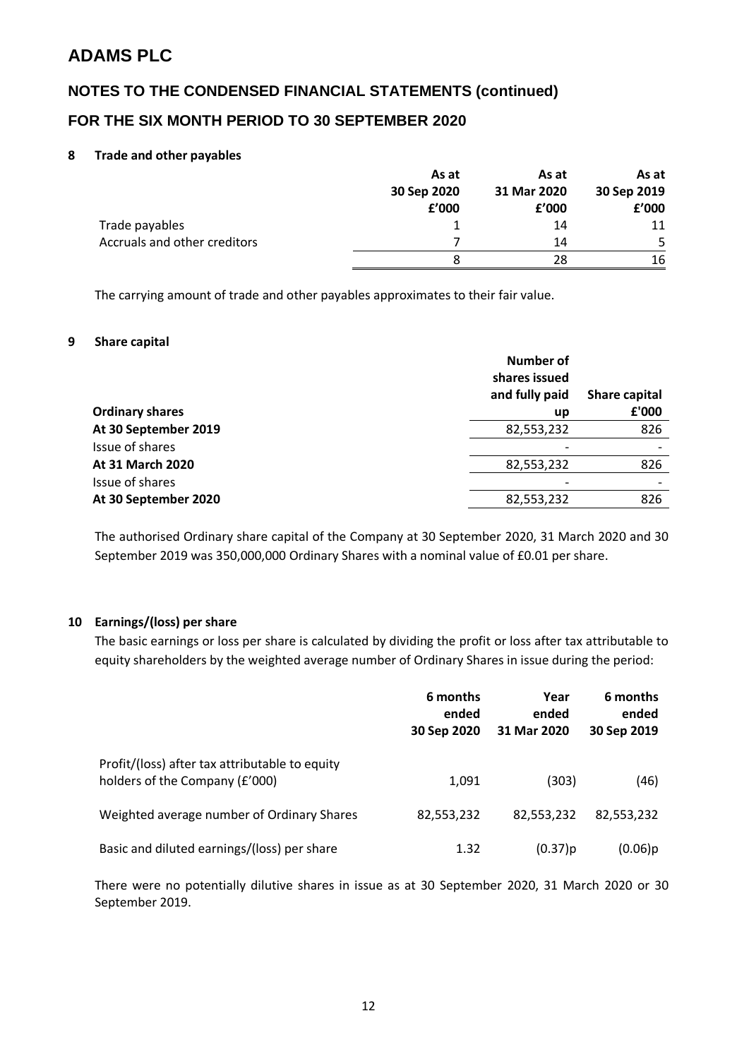# ADAMS PLC

## NOTES TO THE CONDENSED FINANCIAL STATEMENTS (continued)

## FOR THE SIX MONTH PERIOD TO 30 SEPTEMBER 2020

### 8 Trade and other payables

| | As at 30 Sep 2020 £'000 | As at 31 Mar 2020 £'000 | As at 30 Sep 2019 £'000 |
|---|---|---|---|
| Trade payables | 1 | 14 | 11 |
| Accruals and other creditors | 7 | 14 | 5 |
| | 8 | 28 | 16 |

The carrying amount of trade and other payables approximates to their fair value.

### 9 Share capital

| Ordinary shares | Number of shares issued and fully paid up | Share capital £'000 |
|---|---|---|
| **At 30 September 2019** | 82,553,232 | 826 |
| Issue of shares | - | - |
| **At 31 March 2020** | 82,553,232 | 826 |
| Issue of shares | - | - |
| **At 30 September 2020** | 82,553,232 | 826 |

The authorised Ordinary share capital of the Company at 30 September 2020, 31 March 2020 and 30 September 2019 was 350,000,000 Ordinary Shares with a nominal value of £0.01 per share.

### 10 Earnings/(loss) per share

The basic earnings or loss per share is calculated by dividing the profit or loss after tax attributable to equity shareholders by the weighted average number of Ordinary Shares in issue during the period:

| | 6 months ended 30 Sep 2020 | Year ended 31 Mar 2020 | 6 months ended 30 Sep 2019 |
|---|---|---|---|
| Profit/(loss) after tax attributable to equity holders of the Company (£'000) | 1,091 | (303) | (46) |
| Weighted average number of Ordinary Shares | 82,553,232 | 82,553,232 | 82,553,232 |
| Basic and diluted earnings/(loss) per share | 1.32 | (0.37)p | (0.06)p |

There were no potentially dilutive shares in issue as at 30 September 2020, 31 March 2020 or 30 September 2019.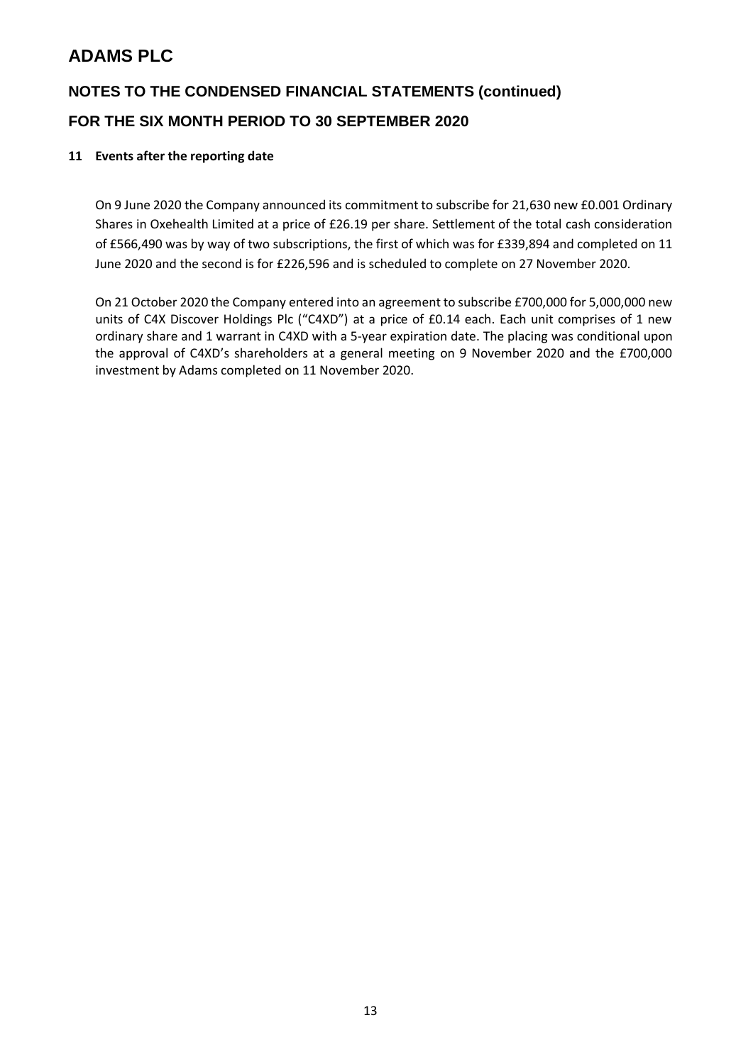# ADAMS PLC

## NOTES TO THE CONDENSED FINANCIAL STATEMENTS (continued)

## FOR THE SIX MONTH PERIOD TO 30 SEPTEMBER 2020

### 11 Events after the reporting date

On 9 June 2020 the Company announced its commitment to subscribe for 21,630 new £0.001 Ordinary Shares in Oxehealth Limited at a price of £26.19 per share. Settlement of the total cash consideration of £566,490 was by way of two subscriptions, the first of which was for £339,894 and completed on 11 June 2020 and the second is for £226,596 and is scheduled to complete on 27 November 2020.

On 21 October 2020 the Company entered into an agreement to subscribe £700,000 for 5,000,000 new units of C4X Discover Holdings Plc ("C4XD") at a price of £0.14 each. Each unit comprises of 1 new ordinary share and 1 warrant in C4XD with a 5-year expiration date. The placing was conditional upon the approval of C4XD's shareholders at a general meeting on 9 November 2020 and the £700,000 investment by Adams completed on 11 November 2020.